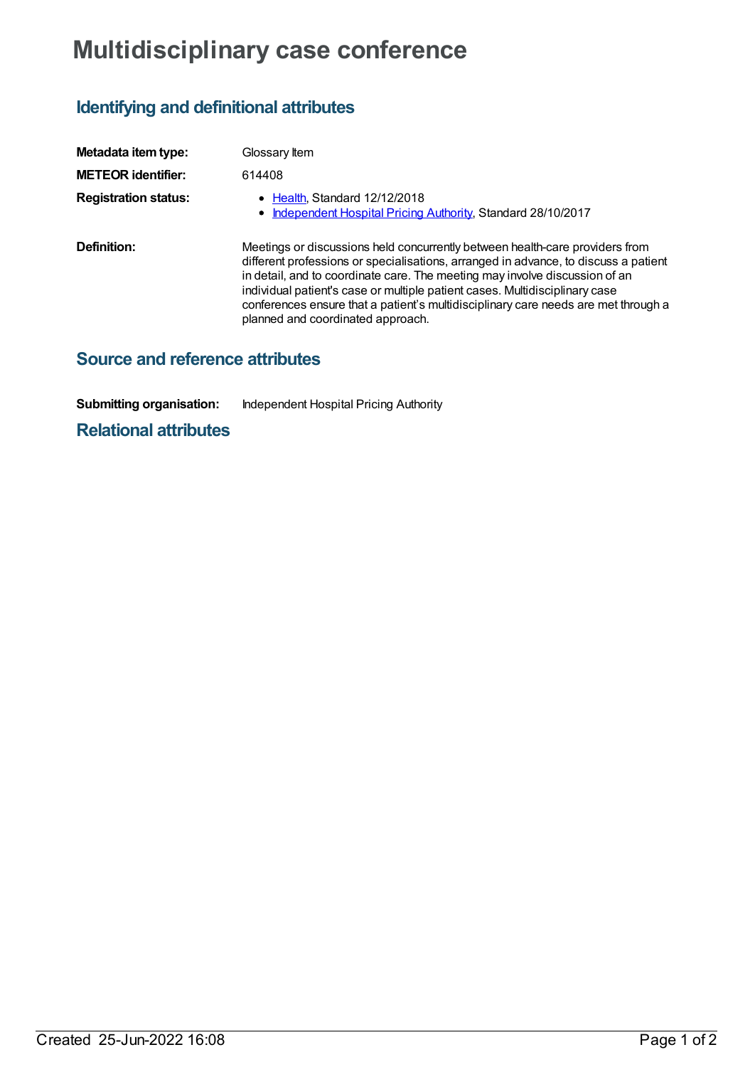# Multidisciplinary case conference

## Identifying and definitional attributes

**Metadata item type:** Glossary Item

**METEOR identifier:** 614408

**Registration status:**

- Health, Standard 12/12/2018
- Independent Hospital Pricing Authority, Standard 28/10/2017

**Definition:** Meetings or discussions held concurrently between health-care providers from different professions or specialisations, arranged in advance, to discuss a patient in detail, and to coordinate care. The meeting may involve discussion of an individual patient's case or multiple patient cases. Multidisciplinary case conferences ensure that a patient's multidisciplinary care needs are met through a planned and coordinated approach.

## Source and reference attributes

**Submitting organisation:** Independent Hospital Pricing Authority

## Relational attributes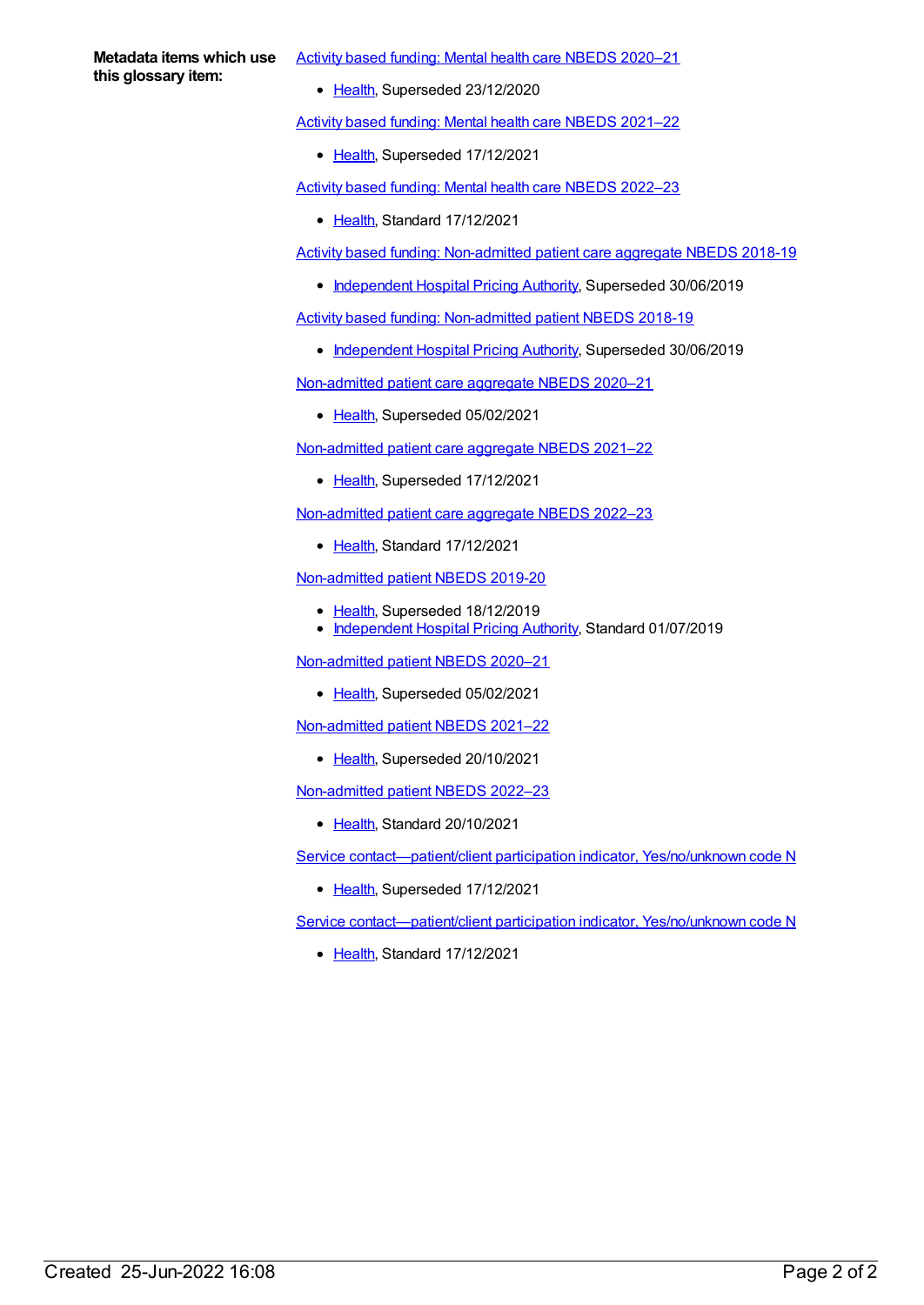**Metadata items which use this glossary item:**

Activity based funding: Mental health care NBEDS 2020–21

- Health, Superseded 23/12/2020

Activity based funding: Mental health care NBEDS 2021–22

- Health, Superseded 17/12/2021

Activity based funding: Mental health care NBEDS 2022–23

- Health, Standard 17/12/2021

Activity based funding: Non-admitted patient care aggregate NBEDS 2018-19

- Independent Hospital Pricing Authority, Superseded 30/06/2019

Activity based funding: Non-admitted patient NBEDS 2018-19

- Independent Hospital Pricing Authority, Superseded 30/06/2019

Non-admitted patient care aggregate NBEDS 2020–21

- Health, Superseded 05/02/2021

Non-admitted patient care aggregate NBEDS 2021–22

- Health, Superseded 17/12/2021

Non-admitted patient care aggregate NBEDS 2022–23

- Health, Standard 17/12/2021

Non-admitted patient NBEDS 2019-20

- Health, Superseded 18/12/2019
- Independent Hospital Pricing Authority, Standard 01/07/2019

Non-admitted patient NBEDS 2020–21

- Health, Superseded 05/02/2021

Non-admitted patient NBEDS 2021–22

- Health, Superseded 20/10/2021

Non-admitted patient NBEDS 2022–23

- Health, Standard 20/10/2021

Service contact—patient/client participation indicator, Yes/no/unknown code N

- Health, Superseded 17/12/2021

Service contact—patient/client participation indicator, Yes/no/unknown code N

- Health, Standard 17/12/2021